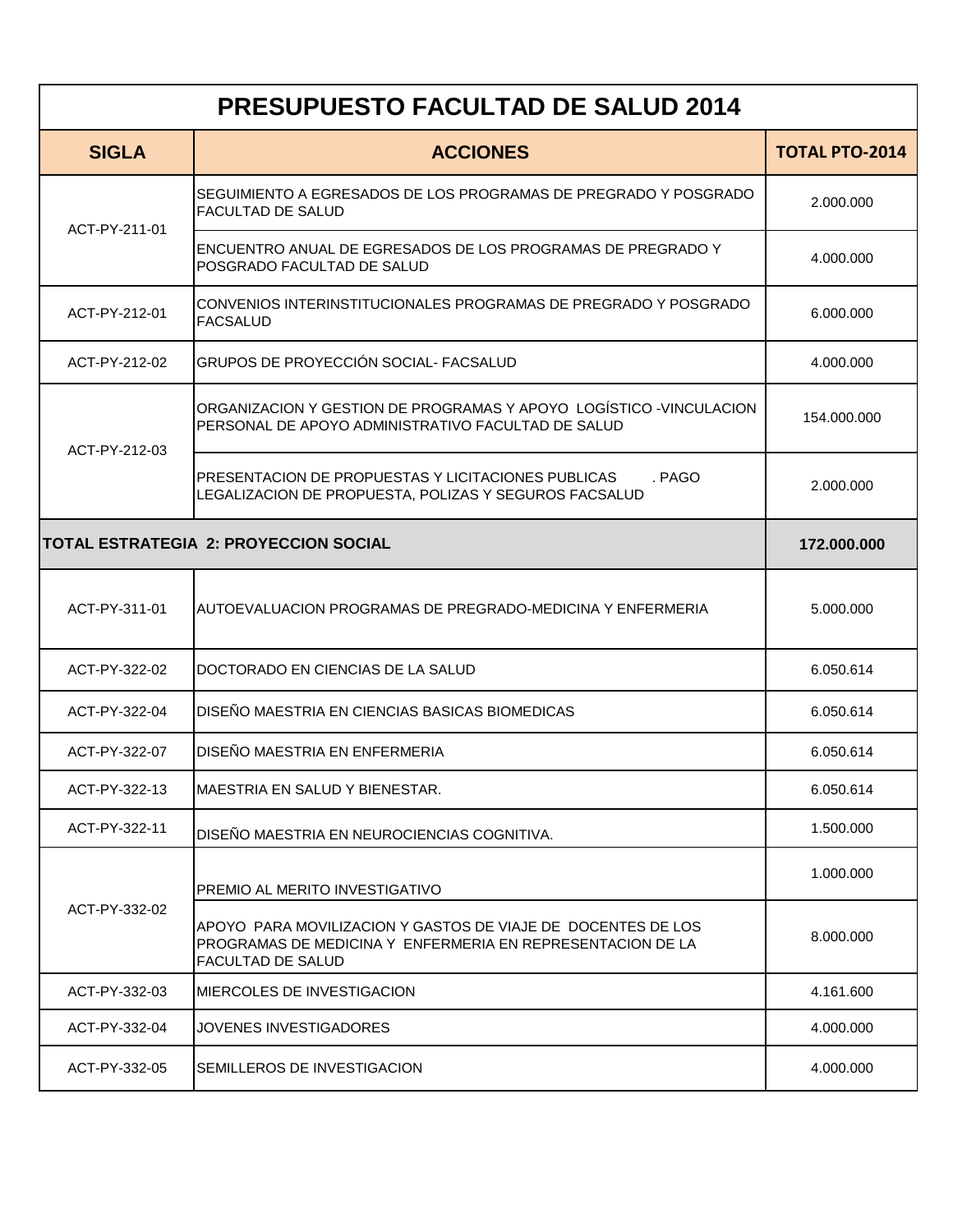# PRESUPUESTO FACULTAD DE SALUD 2014

| SIGLA | ACCIONES | TOTAL PTO-2014 |
|---|---|---|
| ACT-PY-211-01 | SEGUIMIENTO A EGRESADOS DE LOS PROGRAMAS DE PREGRADO Y POSGRADO FACULTAD DE SALUD | 2.000.000 |
| | ENCUENTRO ANUAL DE EGRESADOS DE LOS PROGRAMAS DE PREGRADO Y POSGRADO FACULTAD DE SALUD | 4.000.000 |
| ACT-PY-212-01 | CONVENIOS INTERINSTITUCIONALES PROGRAMAS DE PREGRADO Y POSGRADO FACSALUD | 6.000.000 |
| ACT-PY-212-02 | GRUPOS DE PROYECCIÓN SOCIAL- FACSALUD | 4.000.000 |
| ACT-PY-212-03 | ORGANIZACION Y GESTION DE PROGRAMAS Y APOYO LOGÍSTICO -VINCULACION PERSONAL DE APOYO ADMINISTRATIVO FACULTAD DE SALUD | 154.000.000 |
| | PRESENTACION DE PROPUESTAS Y LICITACIONES PUBLICAS . PAGO LEGALIZACION DE PROPUESTA, POLIZAS Y SEGUROS FACSALUD | 2.000.000 |
| **TOTAL ESTRATEGIA 2: PROYECCION SOCIAL** | | **172.000.000** |
| ACT-PY-311-01 | AUTOEVALUACION PROGRAMAS DE PREGRADO-MEDICINA Y ENFERMERIA | 5.000.000 |
| ACT-PY-322-02 | DOCTORADO EN CIENCIAS DE LA SALUD | 6.050.614 |
| ACT-PY-322-04 | DISEÑO MAESTRIA EN CIENCIAS BASICAS BIOMEDICAS | 6.050.614 |
| ACT-PY-322-07 | DISEÑO MAESTRIA EN ENFERMERIA | 6.050.614 |
| ACT-PY-322-13 | MAESTRIA EN SALUD Y BIENESTAR. | 6.050.614 |
| ACT-PY-322-11 | DISEÑO MAESTRIA EN NEUROCIENCIAS COGNITIVA. | 1.500.000 |
| ACT-PY-332-02 | PREMIO AL MERITO INVESTIGATIVO | 1.000.000 |
| | APOYO PARA MOVILIZACION Y GASTOS DE VIAJE DE DOCENTES DE LOS PROGRAMAS DE MEDICINA Y ENFERMERIA EN REPRESENTACION DE LA FACULTAD DE SALUD | 8.000.000 |
| ACT-PY-332-03 | MIERCOLES DE INVESTIGACION | 4.161.600 |
| ACT-PY-332-04 | JOVENES INVESTIGADORES | 4.000.000 |
| ACT-PY-332-05 | SEMILLEROS DE INVESTIGACION | 4.000.000 |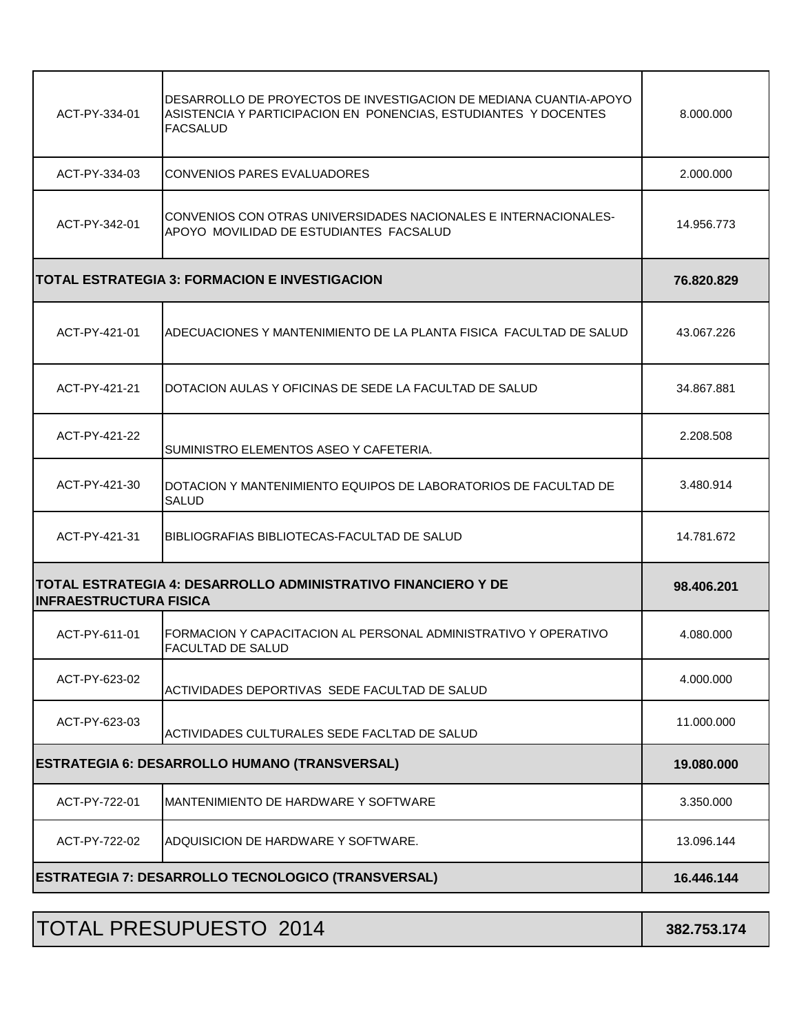| | | |
|---|---|---|
| ACT-PY-334-01 | DESARROLLO DE PROYECTOS DE INVESTIGACION DE MEDIANA CUANTIA-APOYO ASISTENCIA Y PARTICIPACION EN PONENCIAS, ESTUDIANTES Y DOCENTES FACSALUD | 8.000.000 |
| ACT-PY-334-03 | CONVENIOS PARES EVALUADORES | 2.000.000 |
| ACT-PY-342-01 | CONVENIOS CON OTRAS UNIVERSIDADES NACIONALES E INTERNACIONALES-APOYO MOVILIDAD DE ESTUDIANTES FACSALUD | 14.956.773 |
| **TOTAL ESTRATEGIA 3: FORMACION E INVESTIGACION** | | **76.820.829** |
| ACT-PY-421-01 | ADECUACIONES Y MANTENIMIENTO DE LA PLANTA FISICA FACULTAD DE SALUD | 43.067.226 |
| ACT-PY-421-21 | DOTACION AULAS Y OFICINAS DE SEDE LA FACULTAD DE SALUD | 34.867.881 |
| ACT-PY-421-22 | SUMINISTRO ELEMENTOS ASEO Y CAFETERIA. | 2.208.508 |
| ACT-PY-421-30 | DOTACION Y MANTENIMIENTO EQUIPOS DE LABORATORIOS DE FACULTAD DE SALUD | 3.480.914 |
| ACT-PY-421-31 | BIBLIOGRAFIAS BIBLIOTECAS-FACULTAD DE SALUD | 14.781.672 |
| **TOTAL ESTRATEGIA 4: DESARROLLO ADMINISTRATIVO FINANCIERO Y DE INFRAESTRUCTURA FISICA** | | **98.406.201** |
| ACT-PY-611-01 | FORMACION Y CAPACITACION AL PERSONAL ADMINISTRATIVO Y OPERATIVO FACULTAD DE SALUD | 4.080.000 |
| ACT-PY-623-02 | ACTIVIDADES DEPORTIVAS SEDE FACULTAD DE SALUD | 4.000.000 |
| ACT-PY-623-03 | ACTIVIDADES CULTURALES SEDE FACLTAD DE SALUD | 11.000.000 |
| **ESTRATEGIA 6: DESARROLLO HUMANO (TRANSVERSAL)** | | **19.080.000** |
| ACT-PY-722-01 | MANTENIMIENTO DE HARDWARE Y SOFTWARE | 3.350.000 |
| ACT-PY-722-02 | ADQUISICION DE HARDWARE Y SOFTWARE. | 13.096.144 |
| **ESTRATEGIA 7: DESARROLLO TECNOLOGICO (TRANSVERSAL)** | | **16.446.144** |

| | |
|---|---|
| TOTAL PRESUPUESTO 2014 | **382.753.174** |